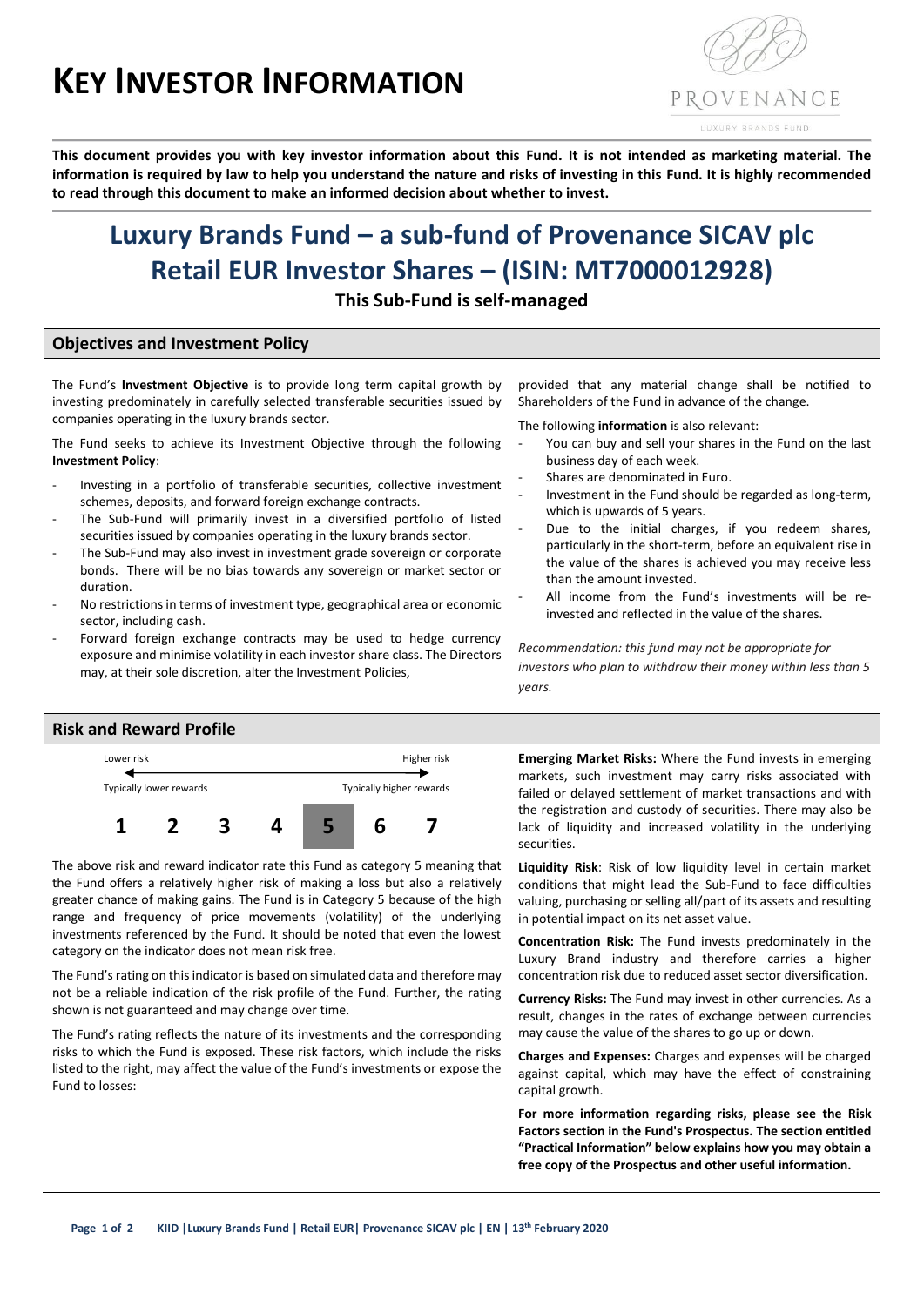# KEY INVESTOR INFORMATION

**This document provides you with key investor information about this Fund. It is not intended as marketing material. The information is required by law to help you understand the nature and risks of investing in this Fund. It is highly recommended to read through this document to make an informed decision about whether to invest.**

# Luxury Brands Fund – a sub-fund of Provenance SICAV plc Retail EUR Investor Shares – (ISIN: MT7000012928)

**This Sub-Fund is self-managed**

## Objectives and Investment Policy

The Fund's **Investment Objective** is to provide long term capital growth by investing predominately in carefully selected transferable securities issued by companies operating in the luxury brands sector.

The Fund seeks to achieve its Investment Objective through the following **Investment Policy**:

- Investing in a portfolio of transferable securities, collective investment schemes, deposits, and forward foreign exchange contracts.
- The Sub-Fund will primarily invest in a diversified portfolio of listed securities issued by companies operating in the luxury brands sector.
- The Sub-Fund may also invest in investment grade sovereign or corporate bonds. There will be no bias towards any sovereign or market sector or duration.
- No restrictions in terms of investment type, geographical area or economic sector, including cash.
- Forward foreign exchange contracts may be used to hedge currency exposure and minimise volatility in each investor share class. The Directors may, at their sole discretion, alter the Investment Policies, provided that any material change shall be notified to Shareholders of the Fund in advance of the change.

The following **information** is also relevant:

- You can buy and sell your shares in the Fund on the last business day of each week.
- Shares are denominated in Euro.
- Investment in the Fund should be regarded as long-term, which is upwards of 5 years.
- Due to the initial charges, if you redeem shares, particularly in the short-term, before an equivalent rise in the value of the shares is achieved you may receive less than the amount invested.
- All income from the Fund's investments will be re-invested and reflected in the value of the shares.

*Recommendation: this fund may not be appropriate for investors who plan to withdraw their money within less than 5 years.*

## Risk and Reward Profile

| Lower risk | | | | | | Higher risk |
|---|---|---|---|---|---|---|
| Typically lower rewards | | | | | | Typically higher rewards |
| 1 | 2 | 3 | 4 | **5** | 6 | 7 |

The above risk and reward indicator rate this Fund as category 5 meaning that the Fund offers a relatively higher risk of making a loss but also a relatively greater chance of making gains. The Fund is in Category 5 because of the high range and frequency of price movements (volatility) of the underlying investments referenced by the Fund. It should be noted that even the lowest category on the indicator does not mean risk free.

The Fund's rating on this indicator is based on simulated data and therefore may not be a reliable indication of the risk profile of the Fund. Further, the rating shown is not guaranteed and may change over time.

The Fund's rating reflects the nature of its investments and the corresponding risks to which the Fund is exposed. These risk factors, which include the risks listed to the right, may affect the value of the Fund's investments or expose the Fund to losses:

**Emerging Market Risks:** Where the Fund invests in emerging markets, such investment may carry risks associated with failed or delayed settlement of market transactions and with the registration and custody of securities. There may also be lack of liquidity and increased volatility in the underlying securities.

**Liquidity Risk**: Risk of low liquidity level in certain market conditions that might lead the Sub-Fund to face difficulties valuing, purchasing or selling all/part of its assets and resulting in potential impact on its net asset value.

**Concentration Risk:** The Fund invests predominately in the Luxury Brand industry and therefore carries a higher concentration risk due to reduced asset sector diversification.

**Currency Risks:** The Fund may invest in other currencies. As a result, changes in the rates of exchange between currencies may cause the value of the shares to go up or down.

**Charges and Expenses:** Charges and expenses will be charged against capital, which may have the effect of constraining capital growth.

**For more information regarding risks, please see the Risk Factors section in the Fund's Prospectus. The section entitled "Practical Information" below explains how you may obtain a free copy of the Prospectus and other useful information.**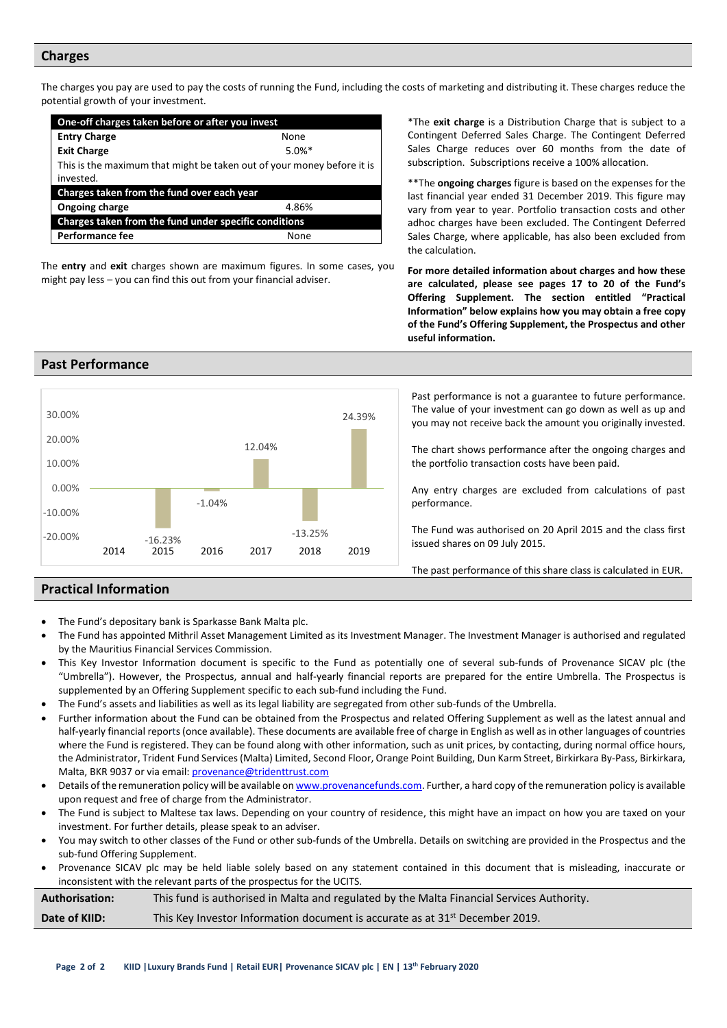## Charges

The charges you pay are used to pay the costs of running the Fund, including the costs of marketing and distributing it. These charges reduce the potential growth of your investment.

| | |
|---|---|
| **One-off charges taken before or after you invest** | |
| **Entry Charge** | None |
| **Exit Charge** | 5.0%* |
| This is the maximum that might be taken out of your money before it is invested. | |
| **Charges taken from the fund over each year** | |
| **Ongoing charge** | 4.86% |
| **Charges taken from the fund under specific conditions** | |
| **Performance fee** | None |

The **entry** and **exit** charges shown are maximum figures. In some cases, you might pay less – you can find this out from your financial adviser.

*The **exit charge** is a Distribution Charge that is subject to a Contingent Deferred Sales Charge. The Contingent Deferred Sales Charge reduces over 60 months from the date of subscription. Subscriptions receive a 100% allocation.

**The **ongoing charges** figure is based on the expenses for the last financial year ended 31 December 2019. This figure may vary from year to year. Portfolio transaction costs and other adhoc charges have been excluded. The Contingent Deferred Sales Charge, where applicable, has also been excluded from the calculation.

**For more detailed information about charges and how these are calculated, please see pages 17 to 20 of the Fund's Offering Supplement. The section entitled "Practical Information" below explains how you may obtain a free copy of the Fund's Offering Supplement, the Prospectus and other useful information.**

## Past Performance

30.00%
20.00%
10.00%
0.00%
-10.00%
-20.00%

2014
2015: -16.23%
2016: -1.04%
2017: 12.04%
2018: -13.25%
2019: 24.39%

Past performance is not a guarantee to future performance. The value of your investment can go down as well as up and you may not receive back the amount you originally invested.

The chart shows performance after the ongoing charges and the portfolio transaction costs have been paid.

Any entry charges are excluded from calculations of past performance.

The Fund was authorised on 20 April 2015 and the class first issued shares on 09 July 2015.

The past performance of this share class is calculated in EUR.

## Practical Information

- The Fund's depositary bank is Sparkasse Bank Malta plc.
- The Fund has appointed Mithril Asset Management Limited as its Investment Manager. The Investment Manager is authorised and regulated by the Mauritius Financial Services Commission.
- This Key Investor Information document is specific to the Fund as potentially one of several sub-funds of Provenance SICAV plc (the "Umbrella"). However, the Prospectus, annual and half-yearly financial reports are prepared for the entire Umbrella. The Prospectus is supplemented by an Offering Supplement specific to each sub-fund including the Fund.
- The Fund's assets and liabilities as well as its legal liability are segregated from other sub-funds of the Umbrella.
- Further information about the Fund can be obtained from the Prospectus and related Offering Supplement as well as the latest annual and half-yearly financial reports (once available). These documents are available free of charge in English as well as in other languages of countries where the Fund is registered. They can be found along with other information, such as unit prices, by contacting, during normal office hours, the Administrator, Trident Fund Services (Malta) Limited, Second Floor, Orange Point Building, Dun Karm Street, Birkirkara By-Pass, Birkirkara, Malta, BKR 9037 or via email: provenance@tridenttrust.com
- Details of the remuneration policy will be available on www.provenancefunds.com. Further, a hard copy of the remuneration policy is available upon request and free of charge from the Administrator.
- The Fund is subject to Maltese tax laws. Depending on your country of residence, this might have an impact on how you are taxed on your investment. For further details, please speak to an adviser.
- You may switch to other classes of the Fund or other sub-funds of the Umbrella. Details on switching are provided in the Prospectus and the sub-fund Offering Supplement.
- Provenance SICAV plc may be held liable solely based on any statement contained in this document that is misleading, inaccurate or inconsistent with the relevant parts of the prospectus for the UCITS.

| | |
|---|---|
| **Authorisation:** | This fund is authorised in Malta and regulated by the Malta Financial Services Authority. |
| **Date of KIID:** | This Key Investor Information document is accurate as at 31st December 2019. |